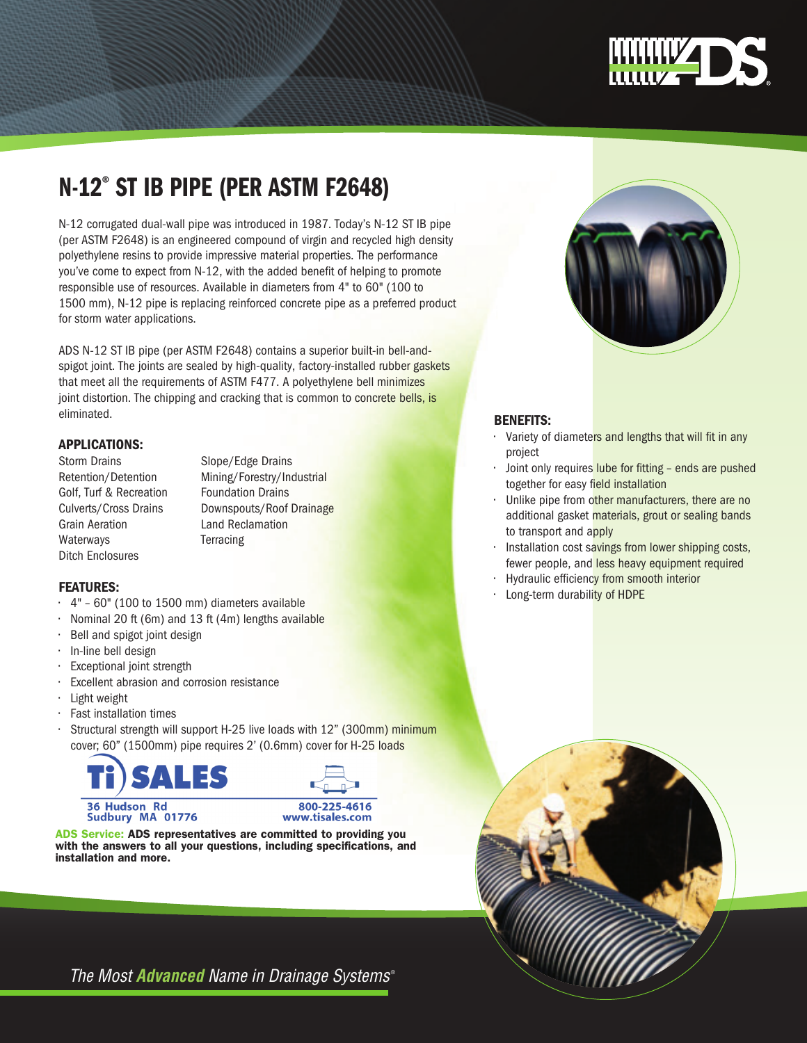# N-12® ST IB PIPE (PER ASTM F2648)

N-12 corrugated dual-wall pipe was introduced in 1987. Today's N-12 ST IB pipe (per ASTM F2648) is an engineered compound of virgin and recycled high density polyethylene resins to provide impressive material properties. The performance you've come to expect from N-12, with the added benefit of helping to promote responsible use of resources. Available in diameters from 4" to 60" (100 to 1500 mm), N-12 pipe is replacing reinforced concrete pipe as a preferred product for storm water applications.

ADS N-12 ST IB pipe (per ASTM F2648) contains a superior built-in bell-and-spigot joint. The joints are sealed by high-quality, factory-installed rubber gaskets that meet all the requirements of ASTM F477. A polyethylene bell minimizes joint distortion. The chipping and cracking that is common to concrete bells, is eliminated.

### APPLICATIONS:

- Storm Drains
- Retention/Detention
- Golf, Turf & Recreation
- Culverts/Cross Drains
- Grain Aeration
- Waterways
- Ditch Enclosures
- Slope/Edge Drains
- Mining/Forestry/Industrial
- Foundation Drains
- Downspouts/Roof Drainage
- Land Reclamation
- Terracing

### FEATURES:

- 4" – 60" (100 to 1500 mm) diameters available
- Nominal 20 ft (6m) and 13 ft (4m) lengths available
- Bell and spigot joint design
- In-line bell design
- Exceptional joint strength
- Excellent abrasion and corrosion resistance
- Light weight
- Fast installation times
- Structural strength will support H-25 live loads with 12" (300mm) minimum cover; 60" (1500mm) pipe requires 2' (0.6mm) cover for H-25 loads

### BENEFITS:

- Variety of diameters and lengths that will fit in any project
- Joint only requires lube for fitting – ends are pushed together for easy field installation
- Unlike pipe from other manufacturers, there are no additional gasket materials, grout or sealing bands to transport and apply
- Installation cost savings from lower shipping costs, fewer people, and less heavy equipment required
- Hydraulic efficiency from smooth interior
- Long-term durability of HDPE

Ti SALES
36 Hudson Rd
Sudbury MA 01776
800-225-4616
www.tisales.com

**ADS Service: ADS representatives are committed to providing you with the answers to all your questions, including specifications, and installation and more.**

*The Most **Advanced** Name in Drainage Systems®*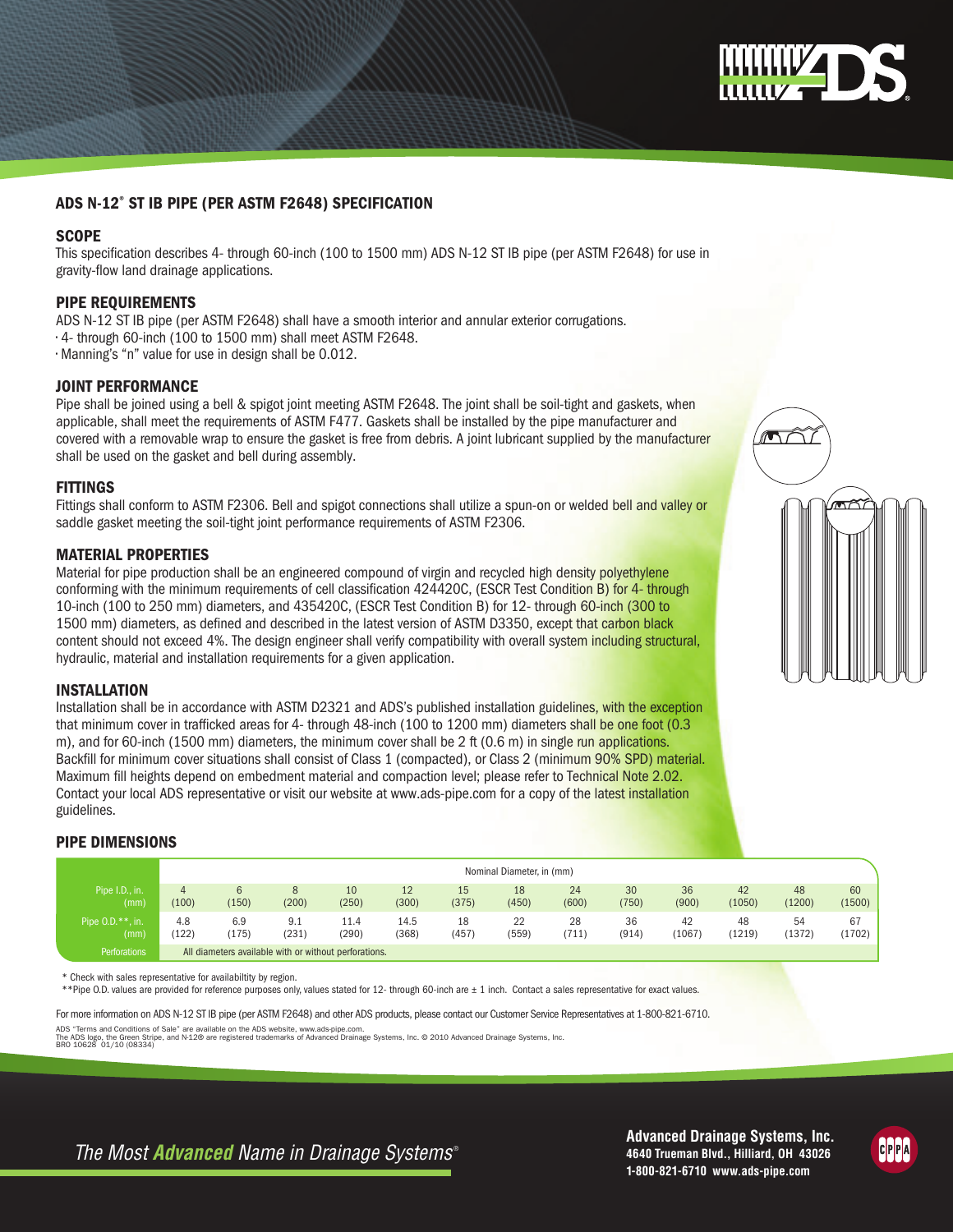## ADS N-12® ST IB PIPE (PER ASTM F2648) SPECIFICATION

### SCOPE

This specification describes 4- through 60-inch (100 to 1500 mm) ADS N-12 ST IB pipe (per ASTM F2648) for use in gravity-flow land drainage applications.

### PIPE REQUIREMENTS

ADS N-12 ST IB pipe (per ASTM F2648) shall have a smooth interior and annular exterior corrugations.

- 4- through 60-inch (100 to 1500 mm) shall meet ASTM F2648.
- Manning's "n" value for use in design shall be 0.012.

### JOINT PERFORMANCE

Pipe shall be joined using a bell & spigot joint meeting ASTM F2648. The joint shall be soil-tight and gaskets, when applicable, shall meet the requirements of ASTM F477. Gaskets shall be installed by the pipe manufacturer and covered with a removable wrap to ensure the gasket is free from debris. A joint lubricant supplied by the manufacturer shall be used on the gasket and bell during assembly.

### FITTINGS

Fittings shall conform to ASTM F2306. Bell and spigot connections shall utilize a spun-on or welded bell and valley or saddle gasket meeting the soil-tight joint performance requirements of ASTM F2306.

### MATERIAL PROPERTIES

Material for pipe production shall be an engineered compound of virgin and recycled high density polyethylene conforming with the minimum requirements of cell classification 424420C, (ESCR Test Condition B) for 4- through 10-inch (100 to 250 mm) diameters, and 435420C, (ESCR Test Condition B) for 12- through 60-inch (300 to 1500 mm) diameters, as defined and described in the latest version of ASTM D3350, except that carbon black content should not exceed 4%. The design engineer shall verify compatibility with overall system including structural, hydraulic, material and installation requirements for a given application.

### INSTALLATION

Installation shall be in accordance with ASTM D2321 and ADS's published installation guidelines, with the exception that minimum cover in trafficked areas for 4- through 48-inch (100 to 1200 mm) diameters shall be one foot (0.3 m), and for 60-inch (1500 mm) diameters, the minimum cover shall be 2 ft (0.6 m) in single run applications. Backfill for minimum cover situations shall consist of Class 1 (compacted), or Class 2 (minimum 90% SPD) material. Maximum fill heights depend on embedment material and compaction level; please refer to Technical Note 2.02. Contact your local ADS representative or visit our website at www.ads-pipe.com for a copy of the latest installation guidelines.

### PIPE DIMENSIONS

| | Nominal Diameter, in (mm) | | | | | | | | | | | | |
|---|---|---|---|---|---|---|---|---|---|---|---|---|---|
| Pipe I.D., in. (mm) | 4 (100) | 6 (150) | 8 (200) | 10 (250) | 12 (300) | 15 (375) | 18 (450) | 24 (600) | 30 (750) | 36 (900) | 42 (1050) | 48 (1200) | 60 (1500) |
| Pipe O.D.**, in. (mm) | 4.8 (122) | 6.9 (175) | 9.1 (231) | 11.4 (290) | 14.5 (368) | 18 (457) | 22 (559) | 28 (711) | 36 (914) | 42 (1067) | 48 (1219) | 54 (1372) | 67 (1702) |
| Perforations | All diameters available with or without perforations. | | | | | | | | | | | | |

\* Check with sales representative for availabiltity by region.

\*\*Pipe O.D. values are provided for reference purposes only, values stated for 12- through 60-inch are ± 1 inch. Contact a sales representative for exact values.

For more information on ADS N-12 ST IB pipe (per ASTM F2648) and other ADS products, please contact our Customer Service Representatives at 1-800-821-6710.

ADS "Terms and Conditions of Sale" are available on the ADS website, www.ads-pipe.com.
The ADS logo, the Green Stripe, and N-12® are registered trademarks of Advanced Drainage Systems, Inc. © 2010 Advanced Drainage Systems, Inc.
BRO 10628 01/10 (08334)

*The Most **Advanced** Name in Drainage Systems®*

**Advanced Drainage Systems, Inc.**
**4640 Trueman Blvd., Hilliard, OH 43026**
**1-800-821-6710 www.ads-pipe.com**